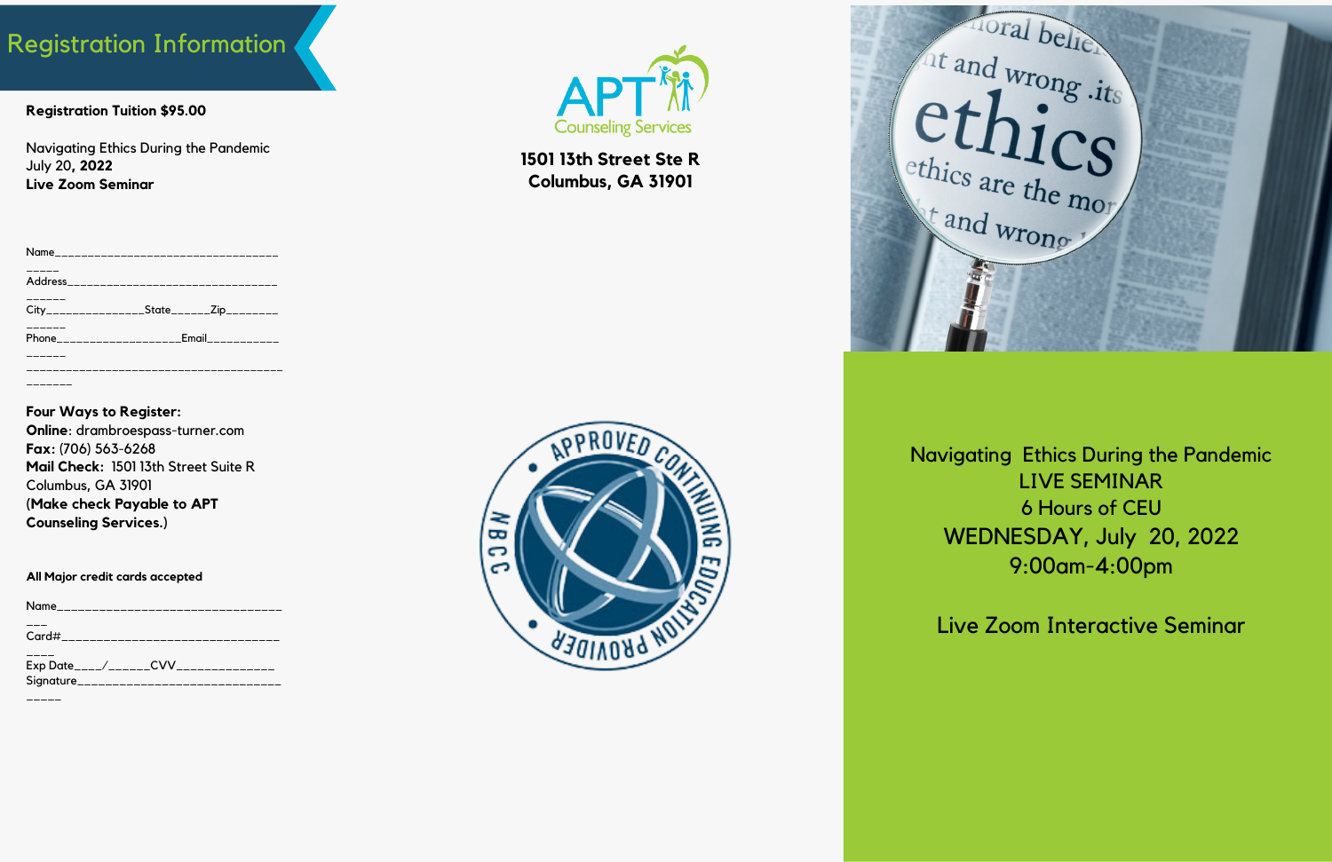## Registration Information

**Registration Tuition $95.00**

Navigating Ethics During the Pandemic
July 20, **2022**
**Live Zoom Seminar**

Name_______________________________________
Address_____________________________________
City________________State_______Zip_________
Phone____________________Email_____________
____________________________________________

**Four Ways to Register:**
**Online**: drambroespass-turner.com
**Fax:** (706) 563-6268
**Mail Check:** 1501 13th Street Suite R Columbus, GA 31901
(**Make check Payable to APT Counseling Services.**)

**All Major credit cards accepted**

Name_______________________________________
Card#_______________________________________
Exp Date____/______CVV_______________
Signature____________________________________

APT Counseling Services

**1501 13th Street Ste R**
**Columbus, GA 31901**

APPROVED CONTINUING EDUCATION PROVIDER NBCC

Navigating Ethics During the Pandemic
LIVE SEMINAR
6 Hours of CEU
WEDNESDAY, July 20, 2022
9:00am-4:00pm

Live Zoom Interactive Seminar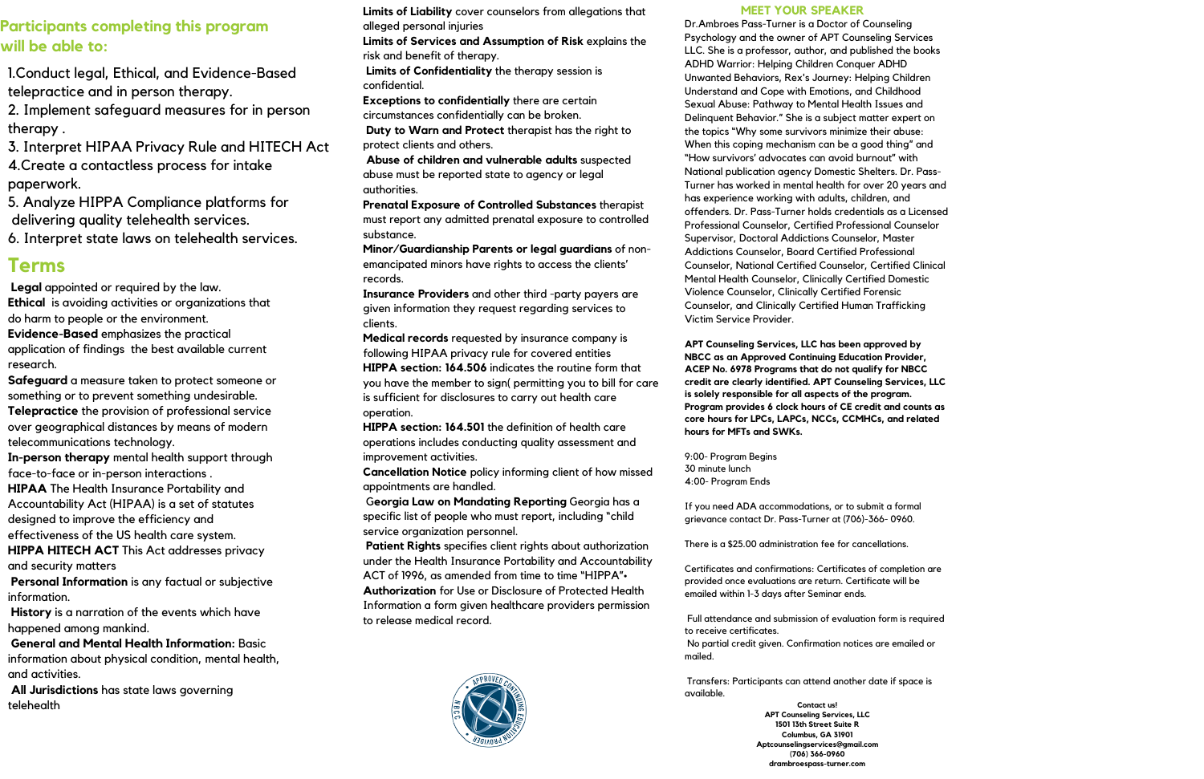## Participants completing this program will be able to:

1. Conduct legal, Ethical, and Evidence-Based telepractice and in person therapy.
2. Implement safeguard measures for in person therapy .
3. Interpret HIPAA Privacy Rule and HITECH Act
4. Create a contactless process for intake paperwork.
5. Analyze HIPPA Compliance platforms for delivering quality telehealth services.
6. Interpret state laws on telehealth services.

## Terms

**Legal** appointed or required by the law.

**Ethical** is avoiding activities or organizations that do harm to people or the environment.

**Evidence-Based** emphasizes the practical application of findings the best available current research.

**Safeguard** a measure taken to protect someone or something or to prevent something undesirable.

**Telepractice** the provision of professional service over geographical distances by means of modern telecommunications technology.

**In-person therapy** mental health support through face-to-face or in-person interactions .

**HIPAA** The Health Insurance Portability and Accountability Act (HIPAA) is a set of statutes designed to improve the efficiency and effectiveness of the US health care system.

**HIPPA HITECH ACT** This Act addresses privacy and security matters

**Personal Information** is any factual or subjective information.

**History** is a narration of the events which have happened among mankind.

**General and Mental Health Information:** Basic information about physical condition, mental health, and activities.

**All Jurisdictions** has state laws governing telehealth

**Limits of Liability** cover counselors from allegations that alleged personal injuries

**Limits of Services and Assumption of Risk** explains the risk and benefit of therapy.

**Limits of Confidentiality** the therapy session is confidential.

**Exceptions to confidentially** there are certain circumstances confidentially can be broken.

**Duty to Warn and Protect** therapist has the right to protect clients and others.

**Abuse of children and vulnerable adults** suspected abuse must be reported state to agency or legal authorities.

**Prenatal Exposure of Controlled Substances** therapist must report any admitted prenatal exposure to controlled substance.

**Minor/Guardianship Parents or legal guardians** of non-emancipated minors have rights to access the clients' records.

**Insurance Providers** and other third -party payers are given information they request regarding services to clients.

**Medical records** requested by insurance company is following HIPAA privacy rule for covered entities

**HIPPA section: 164.506** indicates the routine form that you have the member to sign( permitting you to bill for care is sufficient for disclosures to carry out health care operation.

**HIPPA section: 164.501** the definition of health care operations includes conducting quality assessment and improvement activities.

**Cancellation Notice** policy informing client of how missed appointments are handled.

**Georgia Law on Mandating Reporting** Georgia has a specific list of people who must report, including "child service organization personnel.

**Patient Rights** specifies client rights about authorization under the Health Insurance Portability and Accountability ACT of 1996, as amended from time to time "HIPPA"•

**Authorization** for Use or Disclosure of Protected Health Information a form given healthcare providers permission to release medical record.

APPROVED CONTINUING EDUCATION PROVIDER NBCC

## MEET YOUR SPEAKER

Dr.Ambroes Pass-Turner is a Doctor of Counseling Psychology and the owner of APT Counseling Services LLC. She is a professor, author, and published the books ADHD Warrior: Helping Children Conquer ADHD Unwanted Behaviors, Rex's Journey: Helping Children Understand and Cope with Emotions, and Childhood Sexual Abuse: Pathway to Mental Health Issues and Delinquent Behavior." She is a subject matter expert on the topics "Why some survivors minimize their abuse: When this coping mechanism can be a good thing" and "How survivors' advocates can avoid burnout" with National publication agency Domestic Shelters. Dr. Pass-Turner has worked in mental health for over 20 years and has experience working with adults, children, and offenders. Dr. Pass-Turner holds credentials as a Licensed Professional Counselor, Certified Professional Counselor Supervisor, Doctoral Addictions Counselor, Master Addictions Counselor, Board Certified Professional Counselor, National Certified Counselor, Certified Clinical Mental Health Counselor, Clinically Certified Domestic Violence Counselor, Clinically Certified Forensic Counselor, and Clinically Certified Human Trafficking Victim Service Provider.

**APT Counseling Services, LLC has been approved by NBCC as an Approved Continuing Education Provider, ACEP No. 6978 Programs that do not qualify for NBCC credit are clearly identified. APT Counseling Services, LLC is solely responsible for all aspects of the program. Program provides 6 clock hours of CE credit and counts as core hours for LPCs, LAPCs, NCCs, CCMHCs, and related hours for MFTs and SWKs.**

9:00- Program Begins
30 minute lunch
4:00- Program Ends

If you need ADA accommodations, or to submit a formal grievance contact Dr. Pass-Turner at (706)-366- 0960.

There is a $25.00 administration fee for cancellations.

Certificates and confirmations: Certificates of completion are provided once evaluations are return. Certificate will be emailed within 1-3 days after Seminar ends.

Full attendance and submission of evaluation form is required to receive certificates.
No partial credit given. Confirmation notices are emailed or mailed.

Transfers: Participants can attend another date if space is available.

**Contact us!**
**APT Counseling Services, LLC**
**1501 13th Street Suite R**
**Columbus, GA 31901**
**Aptcounselingservices@gmail.com**
**(706) 366-0960**
**drambroespass-turner.com**